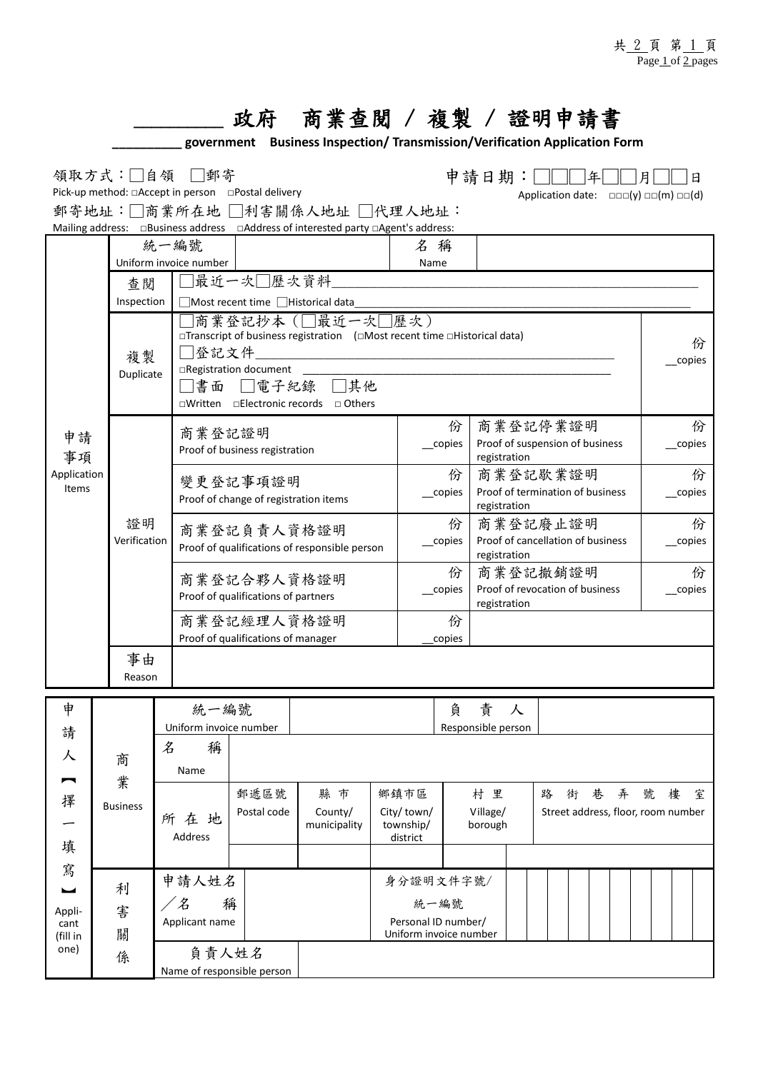# _________ 政府　商業查閱 / 複製 / 證明申請書

**_________ government　Business Inspection/ Transmission/Verification Application Form**

領取方式：□自領　□郵寄
Pick-up method: □Accept in person　□Postal delivery

申請日期：□□□年□□月□□日
Application date:　□□□(y) □□(m) □□(d)

郵寄地址：□商業所在地 □利害關係人地址 □代理人地址：
Mailing address:　□Business address　□Address of interested party □Agent's address:

| 申請事項 Application Items | 統一編號 Uniform invoice number | | 名稱 Name | | | |
|---|---|---|---|---|---|---|
| | 查閱 Inspection | □最近一次□歷次資料____________ □Most recent time □Historical data____________ | | | | |
| | 複製 Duplicate | □商業登記抄本（□最近一次□歷次） □Transcript of business registration (□Most recent time □Historical data) □登記文件____________ □Registration document ____________ □書面 □電子紀錄 □其他 □Written □Electronic records □ Others | | | | 份 __copies |
| | 證明 Verification | 商業登記證明 Proof of business registration | 份 __copies | 商業登記停業證明 Proof of suspension of business registration | | 份 __copies |
| | | 變更登記事項證明 Proof of change of registration items | 份 __copies | 商業登記歇業證明 Proof of termination of business registration | | 份 __copies |
| | | 商業登記負責人資格證明 Proof of qualifications of responsible person | 份 __copies | 商業登記廢止證明 Proof of cancellation of business registration | | 份 __copies |
| | | 商業登記合夥人資格證明 Proof of qualifications of partners | 份 __copies | 商業登記撤銷證明 Proof of revocation of business registration | | 份 __copies |
| | | 商業登記經理人資格證明 Proof of qualifications of manager | 份 __copies | | | |
| | 事由 Reason | | | | | |

| 申請人【擇一填寫】 Applicant (fill in one) | | | | | | | |
|---|---|---|---|---|---|---|---|
| 商業 Business | 統一編號 Uniform invoice number | | | 負責人 Responsible person | | | |
| | 名稱 Name | | | | | | |
| | 所在地 Address | 郵遞區號 Postal code | 縣市 County/ municipality | 鄉鎮市區 City/ town/ township/ district | 村里 Village/ borough | | 路街巷弄號樓室 Street address, floor, room number |
| | | | | | | | |
| 利害關係 | 申請人姓名／名稱 Applicant name | | | 身分證明文件字號/統一編號 Personal ID number/ Uniform invoice number | | | |
| | 負責人姓名 Name of responsible person | | | | | | |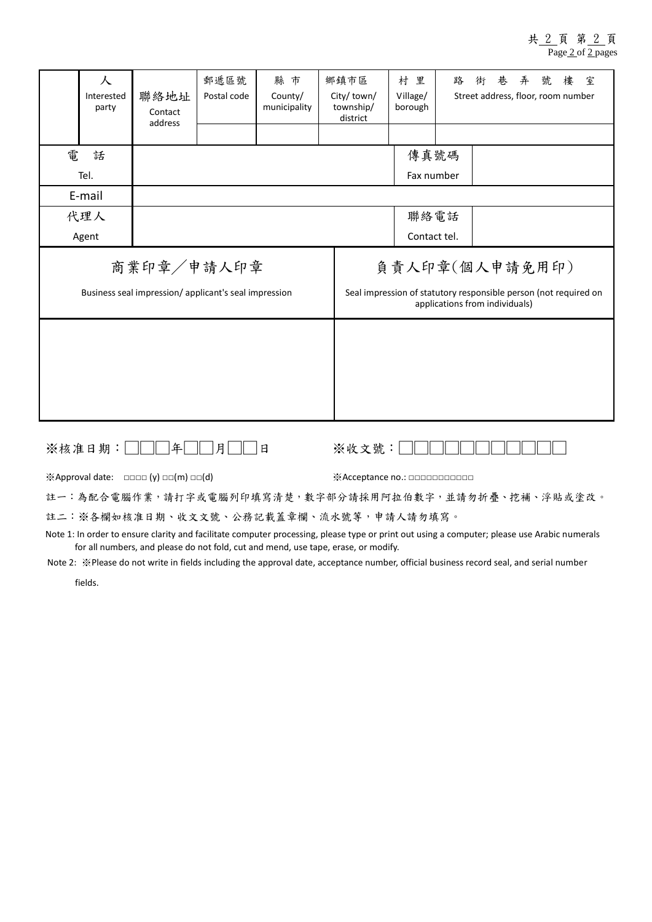| | 人 Interested party | 聯絡地址 Contact address | 郵遞區號 Postal code | 縣市 County/ municipality | 鄉鎮市區 City/ town/ township/ district | 村里 Village/ borough | 路 街 巷 弄 號 樓 室 Street address, floor, room number |
|---|---|---|---|---|---|---|---|
| | | | | | | | |

| | | | |
|---|---|---|---|
| 電話 Tel. | | 傳真號碼 Fax number | |
| E-mail | | | |
| 代理人 Agent | | 聯絡電話 Contact tel. | |

| 商業印章／申請人印章 Business seal impression/ applicant's seal impression | 負責人印章(個人申請免用印) Seal impression of statutory responsible person (not required on applications from individuals) |
|---|---|
| | |

※核准日期：□□□年□□月□□日　　※收文號：□□□□□□□□□□□

※Approval date: □□□□ (y) □□(m) □□(d)　　※Acceptance no.: □□□□□□□□□□□

註一：為配合電腦作業，請打字或電腦列印填寫清楚，數字部分請採用阿拉伯數字，並請勿折疊、挖補、浮貼或塗改。

註二：※各欄如核准日期、收文文號、公務記載蓋章欄、流水號等，申請人請勿填寫。

Note 1: In order to ensure clarity and facilitate computer processing, please type or print out using a computer; please use Arabic numerals for all numbers, and please do not fold, cut and mend, use tape, erase, or modify.

Note 2: ※Please do not write in fields including the approval date, acceptance number, official business record seal, and serial number fields.